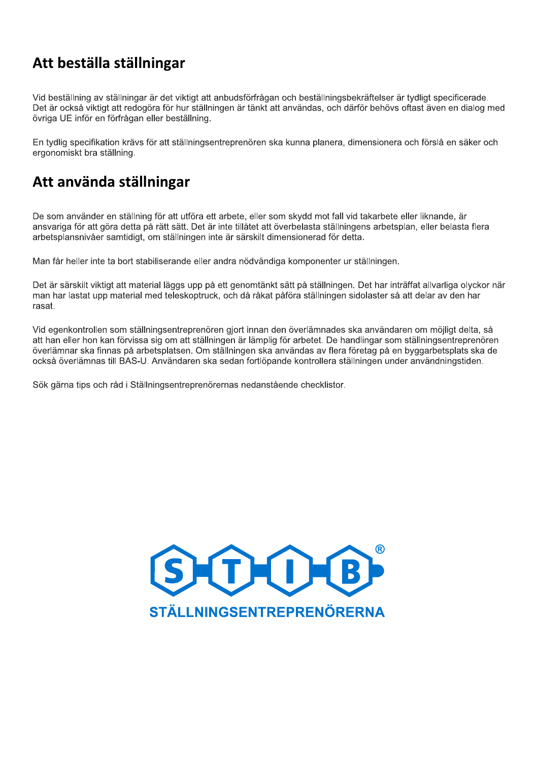# Att beställa ställningar

Vid beställning av ställningar är det viktigt att anbudsförfrågan och beställningsbekräftelser är tydligt specificerade. Det är också viktigt att redogöra för hur ställningen är tänkt att användas, och därför behövs oftast även en dialog med övriga UE inför en förfrågan eller beställning.

En tydlig specifikation krävs för att ställningsentreprenören ska kunna planera, dimensionera och förslå en säker och ergonomiskt bra ställning.

# Att använda ställningar

De som använder en ställning för att utföra ett arbete, eller som skydd mot fall vid takarbete eller liknande, är ansvariga för att göra detta på rätt sätt. Det är inte tillåtet att överbelasta ställningens arbetsplan, eller belasta flera arbetsplansnivåer samtidigt, om ställningen inte är särskilt dimensionerad för detta.

Man får heller inte ta bort stabiliserande eller andra nödvändiga komponenter ur ställningen.

Det är särskilt viktigt att material läggs upp på ett genomtänkt sätt på ställningen. Det har inträffat allvarliga olyckor när man har lastat upp material med teleskoptruck, och då råkat påföra ställningen sidolaster så att delar av den har rasat.

Vid egenkontrollen som ställningsentreprenören gjort innan den överlämnades ska användaren om möjligt delta, så att han eller hon kan förvissa sig om att ställningen är lämplig för arbetet. De handlingar som ställningsentreprenören överlämnar ska finnas på arbetsplatsen. Om ställningen ska användas av flera företag på en byggarbetsplats ska de också överlämnas till BAS-U. Användaren ska sedan fortlöpande kontrollera ställningen under användningstiden.

Sök gärna tips och råd i Ställningsentreprenörernas nedanstående checklistor.

S T I B ®

STÄLLNINGSENTREPRENÖRERNA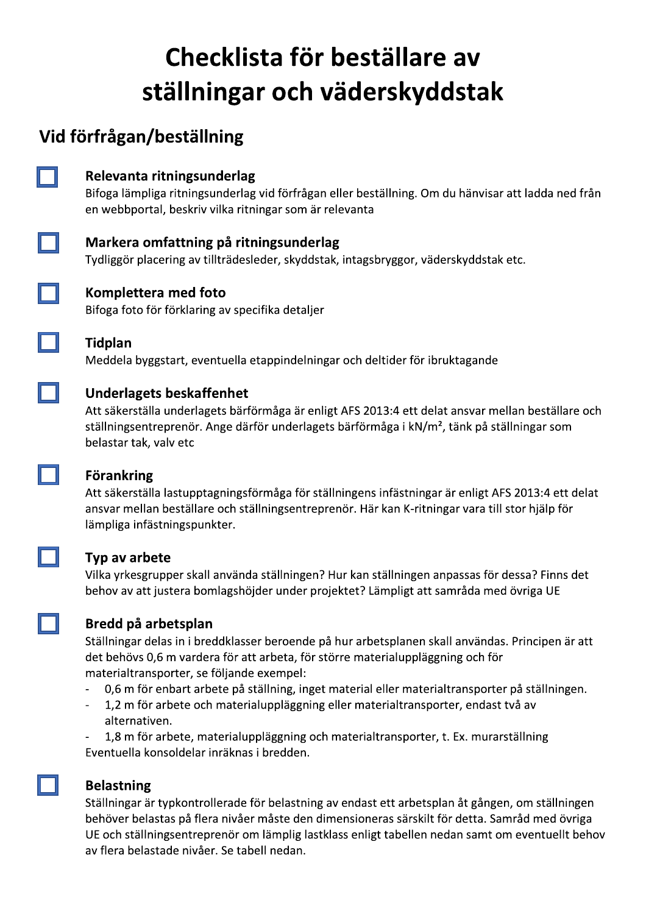# Checklista för beställare av ställningar och väderskyddstak

## Vid förfrågan/beställning

- [ ] **Relevanta ritningsunderlag**
  Bifoga lämpliga ritningsunderlag vid förfrågan eller beställning. Om du hänvisar att ladda ned från en webbportal, beskriv vilka ritningar som är relevanta

- [ ] **Markera omfattning på ritningsunderlag**
  Tydliggör placering av tillträdesleder, skyddstak, intagsbryggor, väderskyddstak etc.

- [ ] **Komplettera med foto**
  Bifoga foto för förklaring av specifika detaljer

- [ ] **Tidplan**
  Meddela byggstart, eventuella etappindelningar och deltider för ibruktagande

- [ ] **Underlagets beskaffenhet**
  Att säkerställa underlagets bärförmåga är enligt AFS 2013:4 ett delat ansvar mellan beställare och ställningsentreprenör. Ange därför underlagets bärförmåga i kN/m², tänk på ställningar som belastar tak, valv etc

- [ ] **Förankring**
  Att säkerställa lastupptagningsförmåga för ställningens infästningar är enligt AFS 2013:4 ett delat ansvar mellan beställare och ställningsentreprenör. Här kan K-ritningar vara till stor hjälp för lämpliga infästningspunkter.

- [ ] **Typ av arbete**
  Vilka yrkesgrupper skall använda ställningen? Hur kan ställningen anpassas för dessa? Finns det behov av att justera bomlagshöjder under projektet? Lämpligt att samråda med övriga UE

- [ ] **Bredd på arbetsplan**
  Ställningar delas in i breddklasser beroende på hur arbetsplanen skall användas. Principen är att det behövs 0,6 m vardera för att arbeta, för större materialuppläggning och för materialtransporter, se följande exempel:
  - 0,6 m för enbart arbete på ställning, inget material eller materialtransporter på ställningen.
  - 1,2 m för arbete och materialuppläggning eller materialtransporter, endast två av alternativen.
  - 1,8 m för arbete, materialuppläggning och materialtransporter, t. Ex. murarställning

  Eventuella konsoldelar inräknas i bredden.

- [ ] **Belastning**
  Ställningar är typkontrollerade för belastning av endast ett arbetsplan åt gången, om ställningen behöver belastas på flera nivåer måste den dimensioneras särskilt för detta. Samråd med övriga UE och ställningsentreprenör om lämplig lastklass enligt tabellen nedan samt om eventuellt behov av flera belastade nivåer. Se tabell nedan.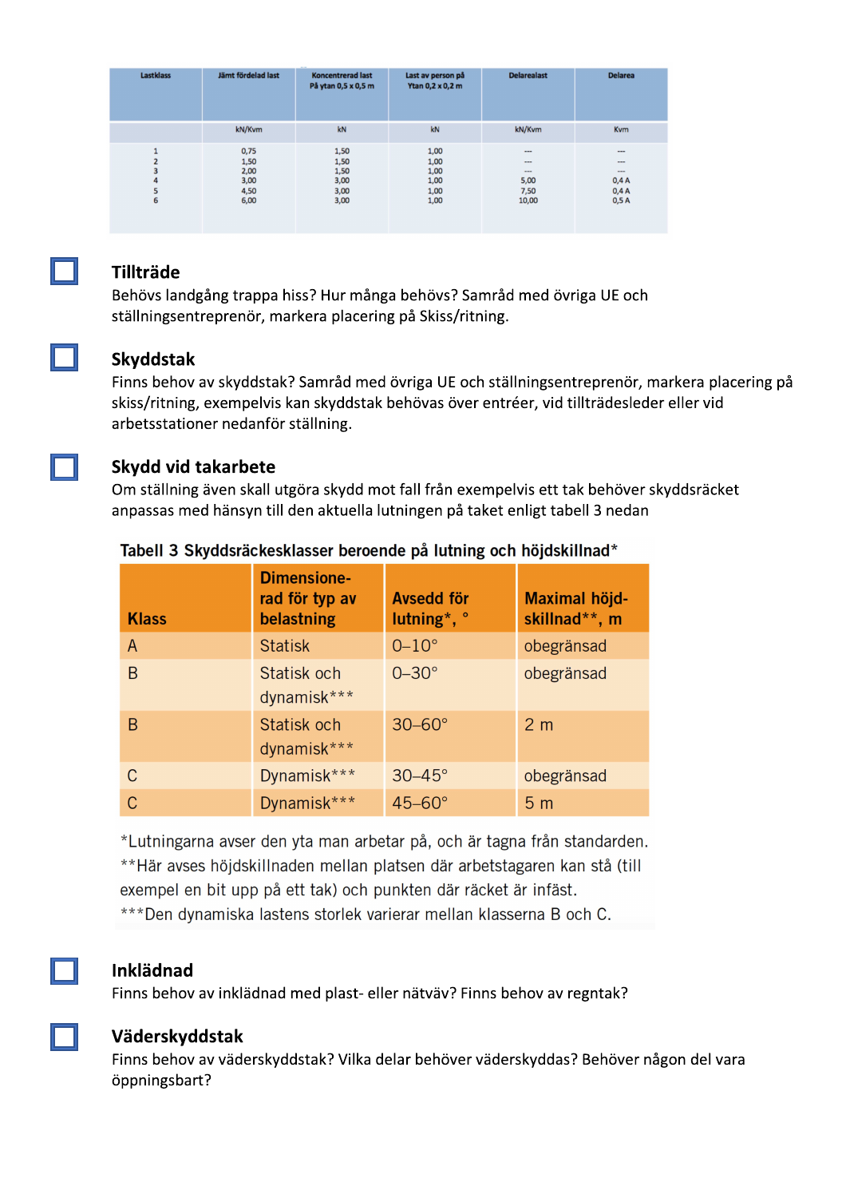| Lastklass | Jämt fördelad last | Koncentrerad last På ytan 0,5 x 0,5 m | Last av person på Ytan 0,2 x 0,2 m | Delarealast | Delarea |
|---|---|---|---|---|---|
| | kN/Kvm | kN | kN | kN/Kvm | Kvm |
| 1 | 0,75 | 1,50 | 1,00 | --- | --- |
| 2 | 1,50 | 1,50 | 1,00 | --- | --- |
| 3 | 2,00 | 1,50 | 1,00 | --- | --- |
| 4 | 3,00 | 3,00 | 1,00 | 5,00 | 0,4 A |
| 5 | 4,50 | 3,00 | 1,00 | 7,50 | 0,4 A |
| 6 | 6,00 | 3,00 | 1,00 | 10,00 | 0,5 A |

☐ **Tillträde**

Behövs landgång trappa hiss? Hur många behövs? Samråd med övriga UE och ställningsentreprenör, markera placering på Skiss/ritning.

☐ **Skyddstak**

Finns behov av skyddstak? Samråd med övriga UE och ställningsentreprenör, markera placering på skiss/ritning, exempelvis kan skyddstak behövas över entréer, vid tillträdesleder eller vid arbetsstationer nedanför ställning.

☐ **Skydd vid takarbete**

Om ställning även skall utgöra skydd mot fall från exempelvis ett tak behöver skyddsräcket anpassas med hänsyn till den aktuella lutningen på taket enligt tabell 3 nedan

**Tabell 3 Skyddsräckesklasser beroende på lutning och höjdskillnad***

| Klass | Dimensionerad för typ av belastning | Avsedd för lutning*, ° | Maximal höjdskillnad**, m |
|---|---|---|---|
| A | Statisk | 0–10° | obegränsad |
| B | Statisk och dynamisk*** | 0–30° | obegränsad |
| B | Statisk och dynamisk*** | 30–60° | 2 m |
| C | Dynamisk*** | 30–45° | obegränsad |
| C | Dynamisk*** | 45–60° | 5 m |

*Lutningarna avser den yta man arbetar på, och är tagna från standarden.
**Här avses höjdskillnaden mellan platsen där arbetstagaren kan stå (till exempel en bit upp på ett tak) och punkten där räcket är infäst.
***Den dynamiska lastens storlek varierar mellan klasserna B och C.

☐ **Inklädnad**

Finns behov av inklädnad med plast- eller nätväv? Finns behov av regntak?

☐ **Väderskyddstak**

Finns behov av väderskyddstak? Vilka delar behöver väderskyddas? Behöver någon del vara öppningsbart?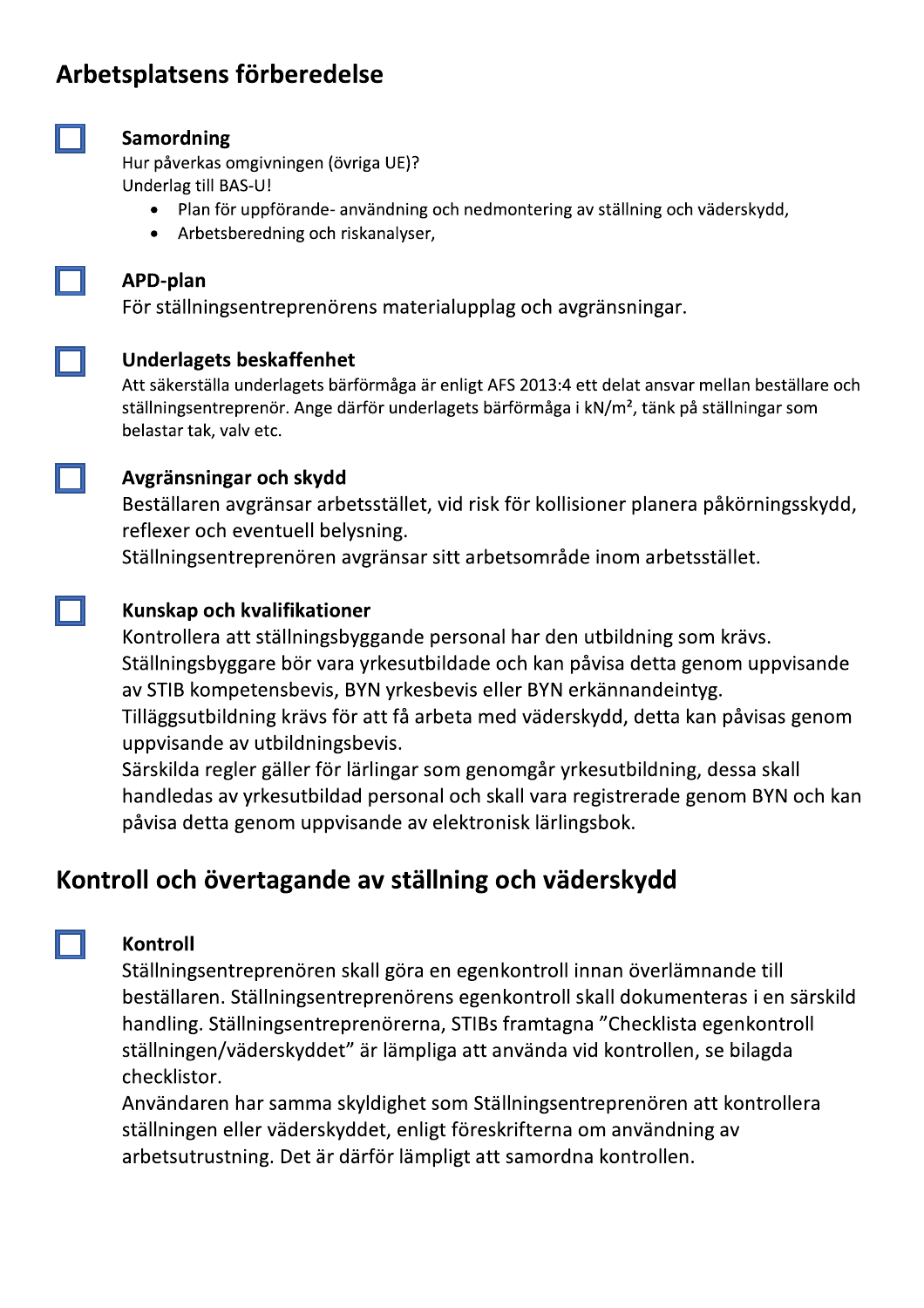## Arbetsplatsens förberedelse

- [ ] **Samordning**
  Hur påverkas omgivningen (övriga UE)?
  Underlag till BAS-U!
  - Plan för uppförande- användning och nedmontering av ställning och väderskydd,
  - Arbetsberedning och riskanalyser,

- [ ] **APD-plan**
  För ställningsentreprenörens materialupplag och avgränsningar.

- [ ] **Underlagets beskaffenhet**
  Att säkerställa underlagets bärförmåga är enligt AFS 2013:4 ett delat ansvar mellan beställare och ställningsentreprenör. Ange därför underlagets bärförmåga i kN/m², tänk på ställningar som belastar tak, valv etc.

- [ ] **Avgränsningar och skydd**
  Beställaren avgränsar arbetsstället, vid risk för kollisioner planera påkörningsskydd, reflexer och eventuell belysning.
  Ställningsentreprenören avgränsar sitt arbetsområde inom arbetsstället.

- [ ] **Kunskap och kvalifikationer**
  Kontrollera att ställningsbyggande personal har den utbildning som krävs.
  Ställningsbyggare bör vara yrkesutbildade och kan påvisa detta genom uppvisande av STIB kompetensbevis, BYN yrkesbevis eller BYN erkännandeintyg.
  Tilläggsutbildning krävs för att få arbeta med väderskydd, detta kan påvisas genom uppvisande av utbildningsbevis.
  Särskilda regler gäller för lärlingar som genomgår yrkesutbildning, dessa skall handledas av yrkesutbildad personal och skall vara registrerade genom BYN och kan påvisa detta genom uppvisande av elektronisk lärlingsbok.

## Kontroll och övertagande av ställning och väderskydd

- [ ] **Kontroll**
  Ställningsentreprenören skall göra en egenkontroll innan överlämnande till beställaren. Ställningsentreprenörens egenkontroll skall dokumenteras i en särskild handling. Ställningsentreprenörerna, STIBs framtagna "Checklista egenkontroll ställningen/väderskyddet" är lämpliga att använda vid kontrollen, se bilagda checklistor.
  Användaren har samma skyldighet som Ställningsentreprenören att kontrollera ställningen eller väderskyddet, enligt föreskrifterna om användning av arbetsutrustning. Det är därför lämpligt att samordna kontrollen.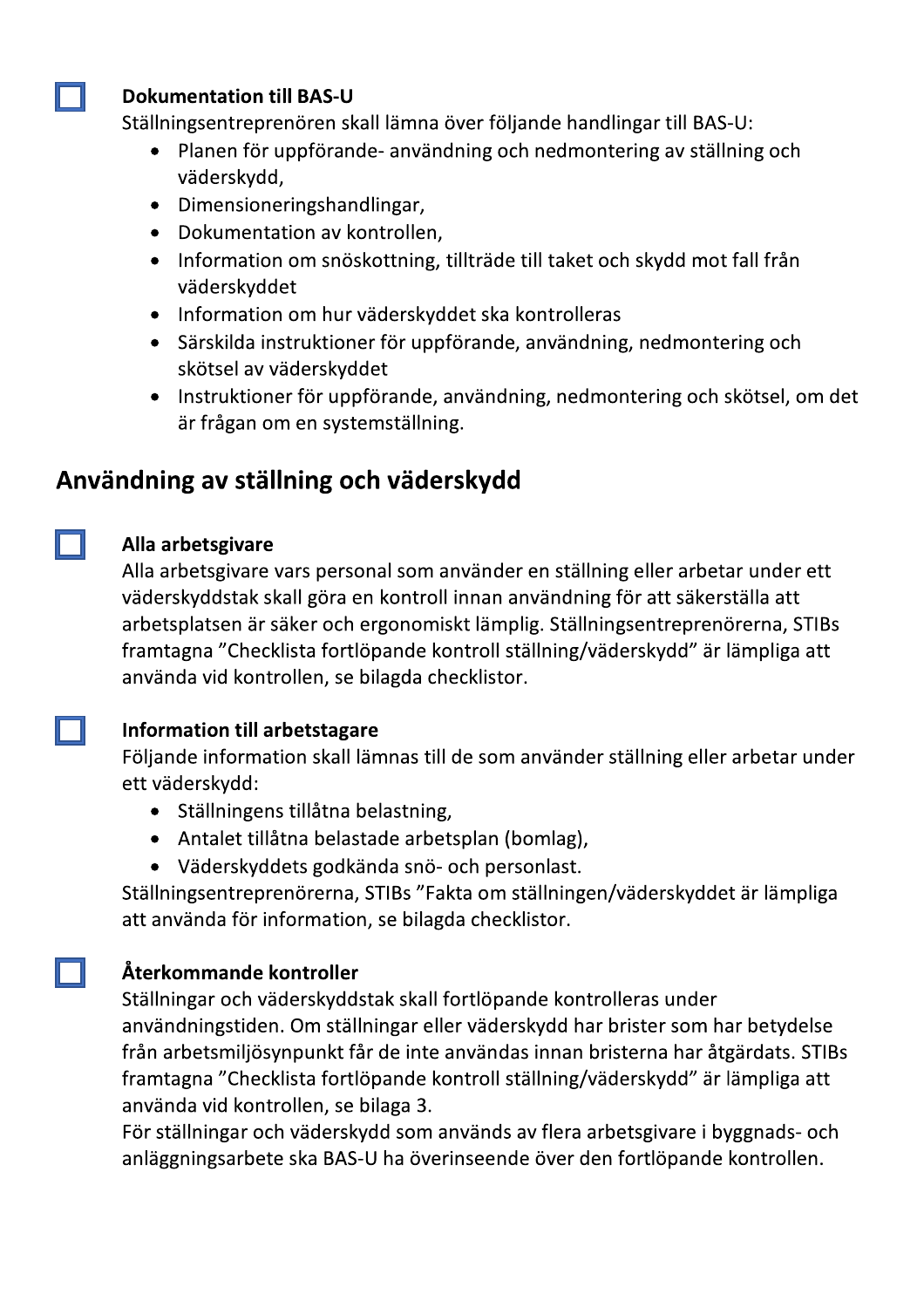- [ ] **Dokumentation till BAS-U**

Ställningsentreprenören skall lämna över följande handlingar till BAS-U:

- Planen för uppförande- användning och nedmontering av ställning och väderskydd,
- Dimensioneringshandlingar,
- Dokumentation av kontrollen,
- Information om snöskottning, tillträde till taket och skydd mot fall från väderskyddet
- Information om hur väderskyddet ska kontrolleras
- Särskilda instruktioner för uppförande, användning, nedmontering och skötsel av väderskyddet
- Instruktioner för uppförande, användning, nedmontering och skötsel, om det är frågan om en systemställning.

## Användning av ställning och väderskydd

- [ ] **Alla arbetsgivare**

Alla arbetsgivare vars personal som använder en ställning eller arbetar under ett väderskyddstak skall göra en kontroll innan användning för att säkerställa att arbetsplatsen är säker och ergonomiskt lämplig. Ställningsentreprenörerna, STIBs framtagna ”Checklista fortlöpande kontroll ställning/väderskydd” är lämpliga att använda vid kontrollen, se bilagda checklistor.

- [ ] **Information till arbetstagare**

Följande information skall lämnas till de som använder ställning eller arbetar under ett väderskydd:

- Ställningens tillåtna belastning,
- Antalet tillåtna belastade arbetsplan (bomlag),
- Väderskyddets godkända snö- och personlast.

Ställningsentreprenörerna, STIBs ”Fakta om ställningen/väderskyddet är lämpliga att använda för information, se bilagda checklistor.

- [ ] **Återkommande kontroller**

Ställningar och väderskyddstak skall fortlöpande kontrolleras under användningstiden. Om ställningar eller väderskydd har brister som har betydelse från arbetsmiljösynpunkt får de inte användas innan bristerna har åtgärdats. STIBs framtagna ”Checklista fortlöpande kontroll ställning/väderskydd” är lämpliga att använda vid kontrollen, se bilaga 3.

För ställningar och väderskydd som används av flera arbetsgivare i byggnads- och anläggningsarbete ska BAS-U ha överinseende över den fortlöpande kontrollen.